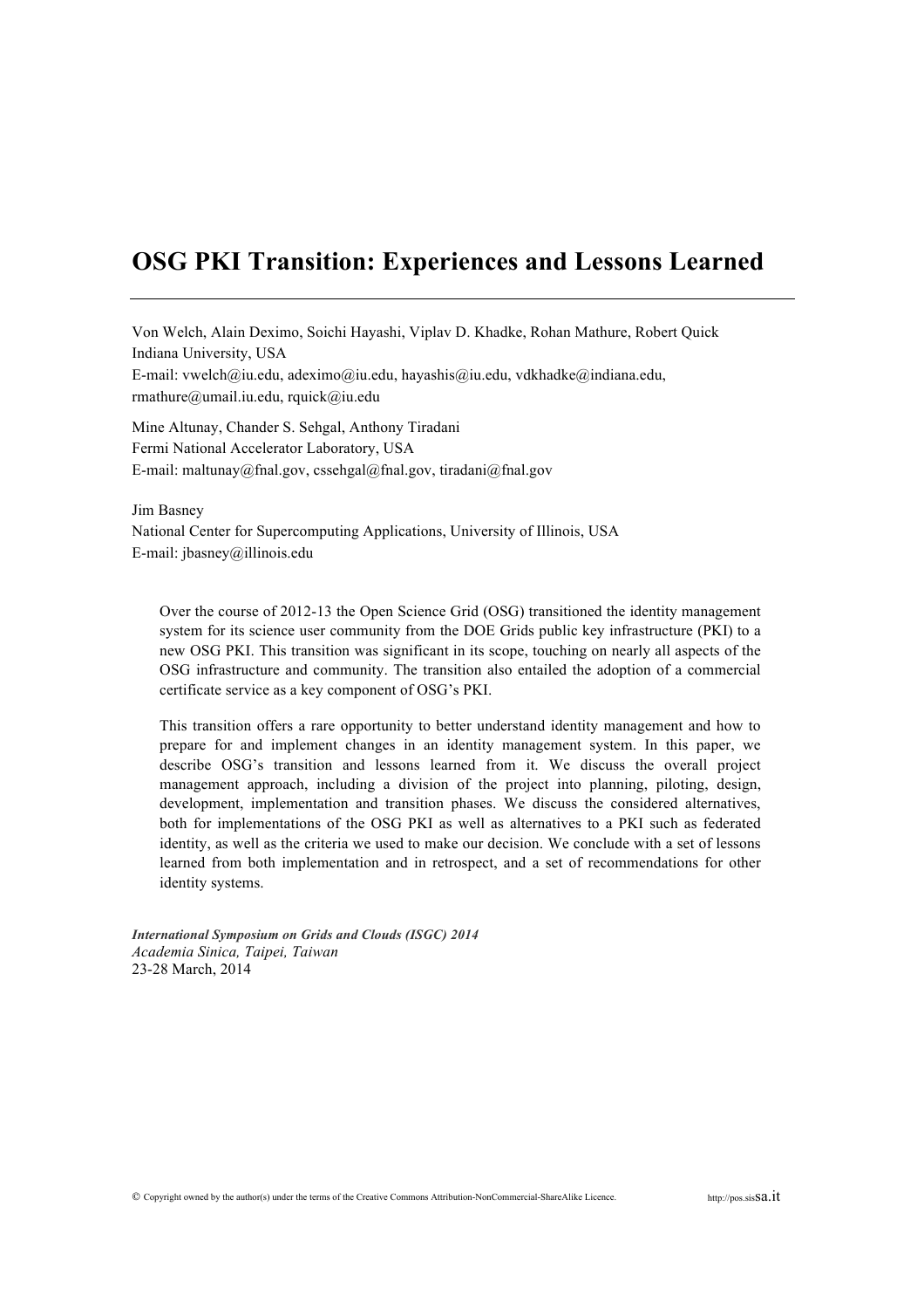# OSG PKI Transition: Experiences and Lessons Learned

Von Welch, Alain Deximo, Soichi Hayashi, Viplav D. Khadke, Rohan Mathure, Robert Quick
Indiana University, USA
E-mail: vwelch@iu.edu, adeximo@iu.edu, hayashis@iu.edu, vdkhadke@indiana.edu, rmathure@umail.iu.edu, rquick@iu.edu

Mine Altunay, Chander S. Sehgal, Anthony Tiradani
Fermi National Accelerator Laboratory, USA
E-mail: maltunay@fnal.gov, cssehgal@fnal.gov, tiradani@fnal.gov

Jim Basney
National Center for Supercomputing Applications, University of Illinois, USA
E-mail: jbasney@illinois.edu

Over the course of 2012-13 the Open Science Grid (OSG) transitioned the identity management system for its science user community from the DOE Grids public key infrastructure (PKI) to a new OSG PKI. This transition was significant in its scope, touching on nearly all aspects of the OSG infrastructure and community. The transition also entailed the adoption of a commercial certificate service as a key component of OSG's PKI.

This transition offers a rare opportunity to better understand identity management and how to prepare for and implement changes in an identity management system. In this paper, we describe OSG's transition and lessons learned from it. We discuss the overall project management approach, including a division of the project into planning, piloting, design, development, implementation and transition phases. We discuss the considered alternatives, both for implementations of the OSG PKI as well as alternatives to a PKI such as federated identity, as well as the criteria we used to make our decision. We conclude with a set of lessons learned from both implementation and in retrospect, and a set of recommendations for other identity systems.

***International Symposium on Grids and Clouds (ISGC) 2014***
*Academia Sinica, Taipei, Taiwan*
23-28 March, 2014

© Copyright owned by the author(s) under the terms of the Creative Commons Attribution-NonCommercial-ShareAlike Licence.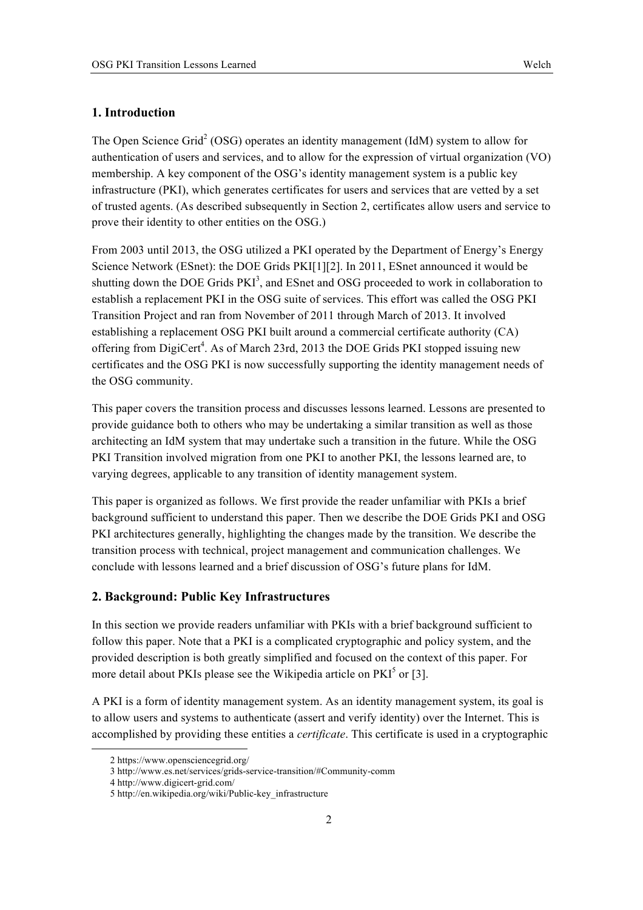## 1. Introduction

The Open Science Grid[2] (OSG) operates an identity management (IdM) system to allow for authentication of users and services, and to allow for the expression of virtual organization (VO) membership. A key component of the OSG's identity management system is a public key infrastructure (PKI), which generates certificates for users and services that are vetted by a set of trusted agents. (As described subsequently in Section 2, certificates allow users and service to prove their identity to other entities on the OSG.)

From 2003 until 2013, the OSG utilized a PKI operated by the Department of Energy's Energy Science Network (ESnet): the DOE Grids PKI[1][2]. In 2011, ESnet announced it would be shutting down the DOE Grids PKI[3], and ESnet and OSG proceeded to work in collaboration to establish a replacement PKI in the OSG suite of services. This effort was called the OSG PKI Transition Project and ran from November of 2011 through March of 2013. It involved establishing a replacement OSG PKI built around a commercial certificate authority (CA) offering from DigiCert[4]. As of March 23rd, 2013 the DOE Grids PKI stopped issuing new certificates and the OSG PKI is now successfully supporting the identity management needs of the OSG community.

This paper covers the transition process and discusses lessons learned. Lessons are presented to provide guidance both to others who may be undertaking a similar transition as well as those architecting an IdM system that may undertake such a transition in the future. While the OSG PKI Transition involved migration from one PKI to another PKI, the lessons learned are, to varying degrees, applicable to any transition of identity management system.

This paper is organized as follows. We first provide the reader unfamiliar with PKIs a brief background sufficient to understand this paper. Then we describe the DOE Grids PKI and OSG PKI architectures generally, highlighting the changes made by the transition. We describe the transition process with technical, project management and communication challenges. We conclude with lessons learned and a brief discussion of OSG's future plans for IdM.

## 2. Background: Public Key Infrastructures

In this section we provide readers unfamiliar with PKIs with a brief background sufficient to follow this paper. Note that a PKI is a complicated cryptographic and policy system, and the provided description is both greatly simplified and focused on the context of this paper. For more detail about PKIs please see the Wikipedia article on PKI[5] or [3].

A PKI is a form of identity management system. As an identity management system, its goal is to allow users and systems to authenticate (assert and verify identity) over the Internet. This is accomplished by providing these entities a *certificate*. This certificate is used in a cryptographic

---

2 https://www.opensciencegrid.org/

3 http://www.es.net/services/grids-service-transition/#Community-comm

4 http://www.digicert-grid.com/

5 http://en.wikipedia.org/wiki/Public-key_infrastructure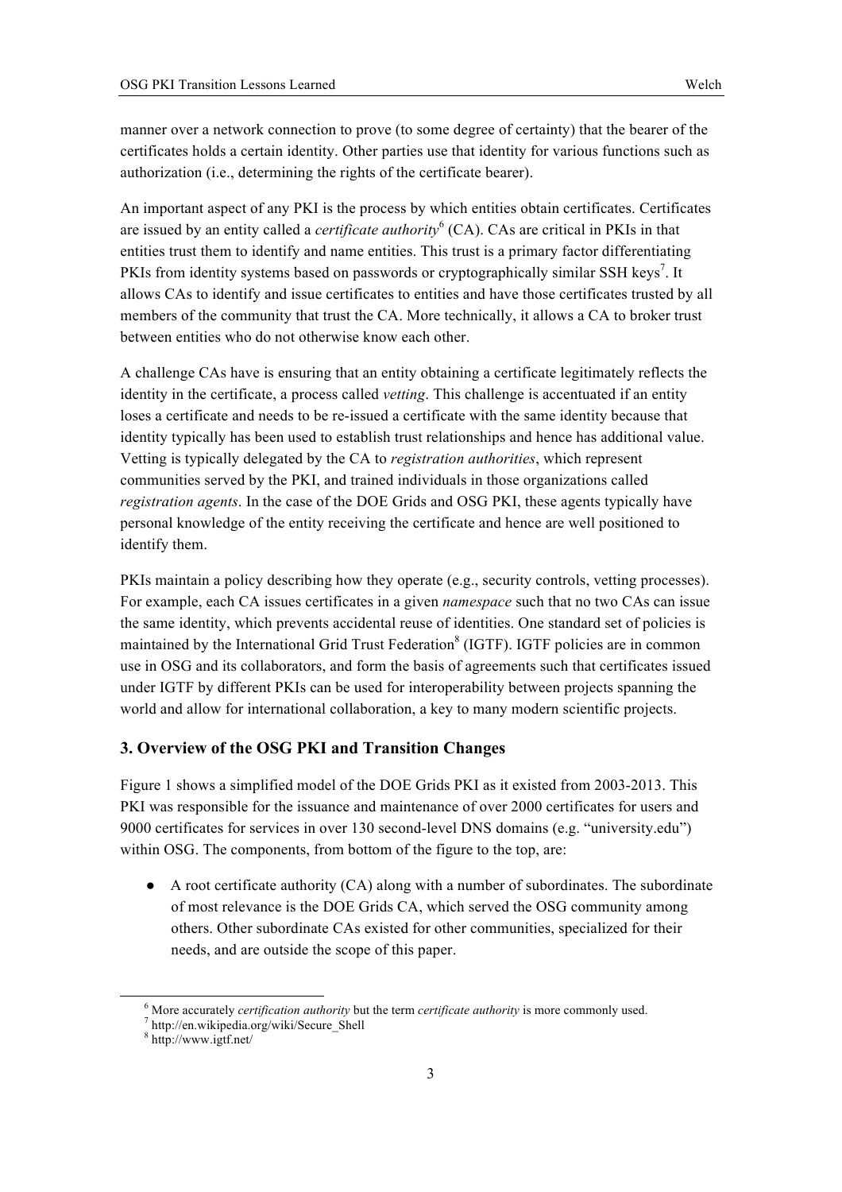manner over a network connection to prove (to some degree of certainty) that the bearer of the certificates holds a certain identity. Other parties use that identity for various functions such as authorization (i.e., determining the rights of the certificate bearer).

An important aspect of any PKI is the process by which entities obtain certificates. Certificates are issued by an entity called a *certificate authority*[6] (CA). CAs are critical in PKIs in that entities trust them to identify and name entities. This trust is a primary factor differentiating PKIs from identity systems based on passwords or cryptographically similar SSH keys[7]. It allows CAs to identify and issue certificates to entities and have those certificates trusted by all members of the community that trust the CA. More technically, it allows a CA to broker trust between entities who do not otherwise know each other.

A challenge CAs have is ensuring that an entity obtaining a certificate legitimately reflects the identity in the certificate, a process called *vetting*. This challenge is accentuated if an entity loses a certificate and needs to be re-issued a certificate with the same identity because that identity typically has been used to establish trust relationships and hence has additional value. Vetting is typically delegated by the CA to *registration authorities*, which represent communities served by the PKI, and trained individuals in those organizations called *registration agents*. In the case of the DOE Grids and OSG PKI, these agents typically have personal knowledge of the entity receiving the certificate and hence are well positioned to identify them.

PKIs maintain a policy describing how they operate (e.g., security controls, vetting processes). For example, each CA issues certificates in a given *namespace* such that no two CAs can issue the same identity, which prevents accidental reuse of identities. One standard set of policies is maintained by the International Grid Trust Federation[8] (IGTF). IGTF policies are in common use in OSG and its collaborators, and form the basis of agreements such that certificates issued under IGTF by different PKIs can be used for interoperability between projects spanning the world and allow for international collaboration, a key to many modern scientific projects.

## 3. Overview of the OSG PKI and Transition Changes

Figure 1 shows a simplified model of the DOE Grids PKI as it existed from 2003-2013. This PKI was responsible for the issuance and maintenance of over 2000 certificates for users and 9000 certificates for services in over 130 second-level DNS domains (e.g. "university.edu") within OSG. The components, from bottom of the figure to the top, are:

- A root certificate authority (CA) along with a number of subordinates. The subordinate of most relevance is the DOE Grids CA, which served the OSG community among others. Other subordinate CAs existed for other communities, specialized for their needs, and are outside the scope of this paper.

---

[6] More accurately *certification authority* but the term *certificate authority* is more commonly used.

[7] http://en.wikipedia.org/wiki/Secure_Shell

[8] http://www.igtf.net/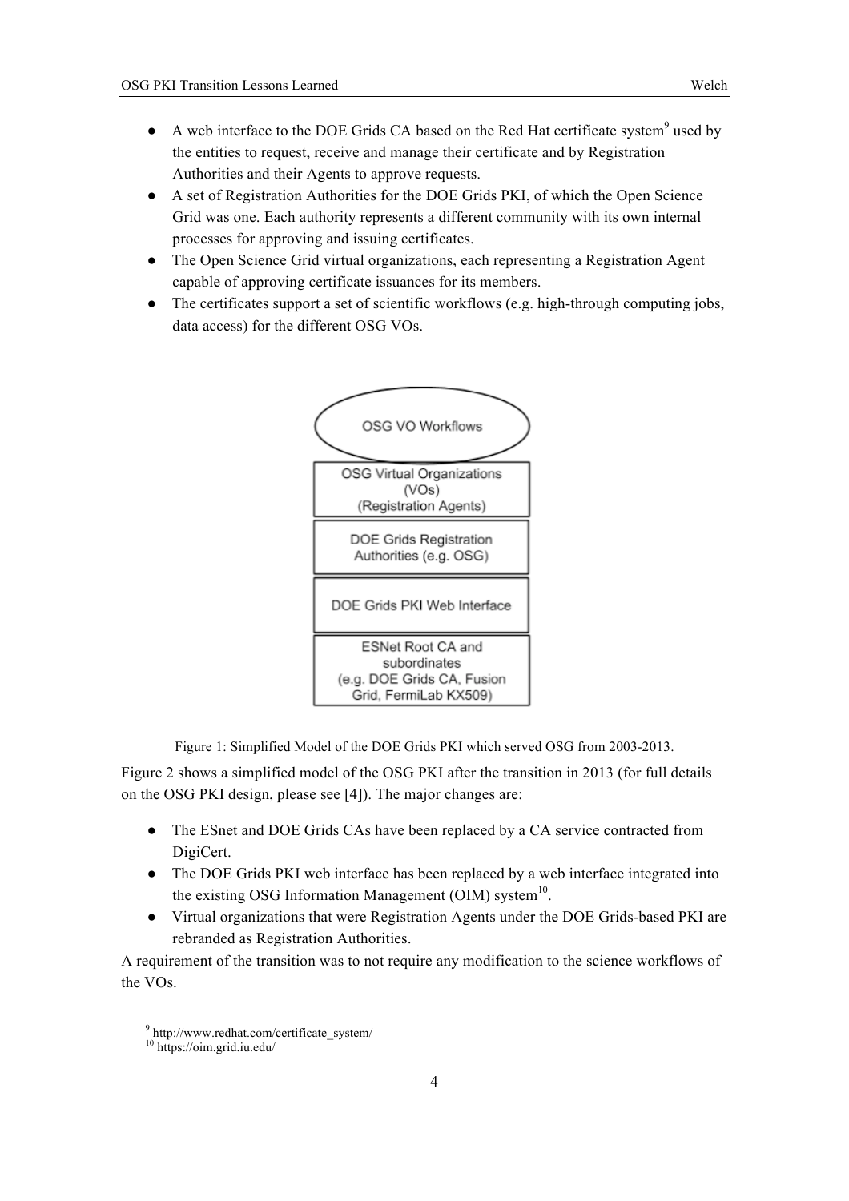- A web interface to the DOE Grids CA based on the Red Hat certificate system[9] used by the entities to request, receive and manage their certificate and by Registration Authorities and their Agents to approve requests.
- A set of Registration Authorities for the DOE Grids PKI, of which the Open Science Grid was one. Each authority represents a different community with its own internal processes for approving and issuing certificates.
- The Open Science Grid virtual organizations, each representing a Registration Agent capable of approving certificate issuances for its members.
- The certificates support a set of scientific workflows (e.g. high-through computing jobs, data access) for the different OSG VOs.

OSG VO Workflows

OSG Virtual Organizations (VOs) (Registration Agents)

DOE Grids Registration Authorities (e.g. OSG)

DOE Grids PKI Web Interface

ESNet Root CA and subordinates (e.g. DOE Grids CA, Fusion Grid, FermiLab KX509)

Figure 1: Simplified Model of the DOE Grids PKI which served OSG from 2003-2013.

Figure 2 shows a simplified model of the OSG PKI after the transition in 2013 (for full details on the OSG PKI design, please see [4]). The major changes are:

- The ESnet and DOE Grids CAs have been replaced by a CA service contracted from DigiCert.
- The DOE Grids PKI web interface has been replaced by a web interface integrated into the existing OSG Information Management (OIM) system[10].
- Virtual organizations that were Registration Agents under the DOE Grids-based PKI are rebranded as Registration Authorities.

A requirement of the transition was to not require any modification to the science workflows of the VOs.

[9] http://www.redhat.com/certificate_system/

[10] https://oim.grid.iu.edu/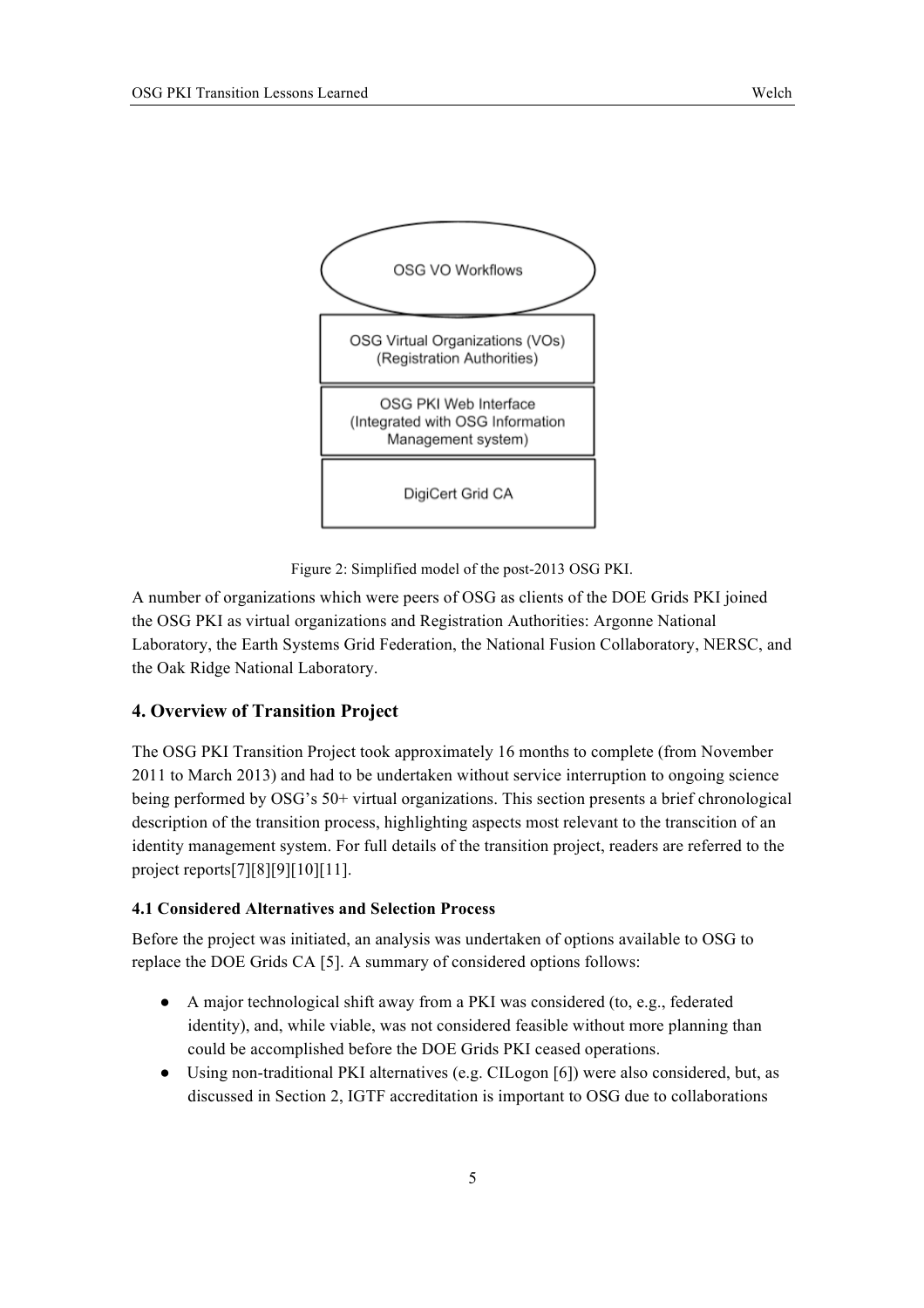Figure 2: Simplified model of the post-2013 OSG PKI.

A number of organizations which were peers of OSG as clients of the DOE Grids PKI joined the OSG PKI as virtual organizations and Registration Authorities: Argonne National Laboratory, the Earth Systems Grid Federation, the National Fusion Collaboratory, NERSC, and the Oak Ridge National Laboratory.

## 4. Overview of Transition Project

The OSG PKI Transition Project took approximately 16 months to complete (from November 2011 to March 2013) and had to be undertaken without service interruption to ongoing science being performed by OSG's 50+ virtual organizations. This section presents a brief chronological description of the transition process, highlighting aspects most relevant to the transcition of an identity management system. For full details of the transition project, readers are referred to the project reports[7][8][9][10][11].

### 4.1 Considered Alternatives and Selection Process

Before the project was initiated, an analysis was undertaken of options available to OSG to replace the DOE Grids CA [5]. A summary of considered options follows:

- A major technological shift away from a PKI was considered (to, e.g., federated identity), and, while viable, was not considered feasible without more planning than could be accomplished before the DOE Grids PKI ceased operations.
- Using non-traditional PKI alternatives (e.g. CILogon [6]) were also considered, but, as discussed in Section 2, IGTF accreditation is important to OSG due to collaborations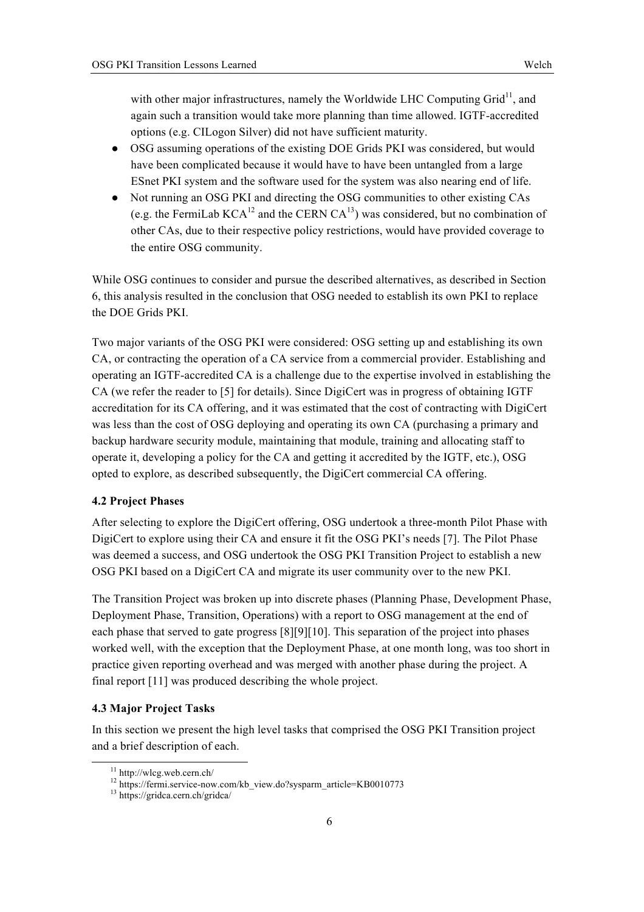with other major infrastructures, namely the Worldwide LHC Computing Grid[11], and again such a transition would take more planning than time allowed. IGTF-accredited options (e.g. CILogon Silver) did not have sufficient maturity.

- OSG assuming operations of the existing DOE Grids PKI was considered, but would have been complicated because it would have to have been untangled from a large ESnet PKI system and the software used for the system was also nearing end of life.
- Not running an OSG PKI and directing the OSG communities to other existing CAs (e.g. the FermiLab KCA[12] and the CERN CA[13]) was considered, but no combination of other CAs, due to their respective policy restrictions, would have provided coverage to the entire OSG community.

While OSG continues to consider and pursue the described alternatives, as described in Section 6, this analysis resulted in the conclusion that OSG needed to establish its own PKI to replace the DOE Grids PKI.

Two major variants of the OSG PKI were considered: OSG setting up and establishing its own CA, or contracting the operation of a CA service from a commercial provider. Establishing and operating an IGTF-accredited CA is a challenge due to the expertise involved in establishing the CA (we refer the reader to [5] for details). Since DigiCert was in progress of obtaining IGTF accreditation for its CA offering, and it was estimated that the cost of contracting with DigiCert was less than the cost of OSG deploying and operating its own CA (purchasing a primary and backup hardware security module, maintaining that module, training and allocating staff to operate it, developing a policy for the CA and getting it accredited by the IGTF, etc.), OSG opted to explore, as described subsequently, the DigiCert commercial CA offering.

### 4.2 Project Phases

After selecting to explore the DigiCert offering, OSG undertook a three-month Pilot Phase with DigiCert to explore using their CA and ensure it fit the OSG PKI's needs [7]. The Pilot Phase was deemed a success, and OSG undertook the OSG PKI Transition Project to establish a new OSG PKI based on a DigiCert CA and migrate its user community over to the new PKI.

The Transition Project was broken up into discrete phases (Planning Phase, Development Phase, Deployment Phase, Transition, Operations) with a report to OSG management at the end of each phase that served to gate progress [8][9][10]. This separation of the project into phases worked well, with the exception that the Deployment Phase, at one month long, was too short in practice given reporting overhead and was merged with another phase during the project. A final report [11] was produced describing the whole project.

### 4.3 Major Project Tasks

In this section we present the high level tasks that comprised the OSG PKI Transition project and a brief description of each.

---

[11] http://wlcg.web.cern.ch/

[12] https://fermi.service-now.com/kb_view.do?sysparm_article=KB0010773

[13] https://gridca.cern.ch/gridca/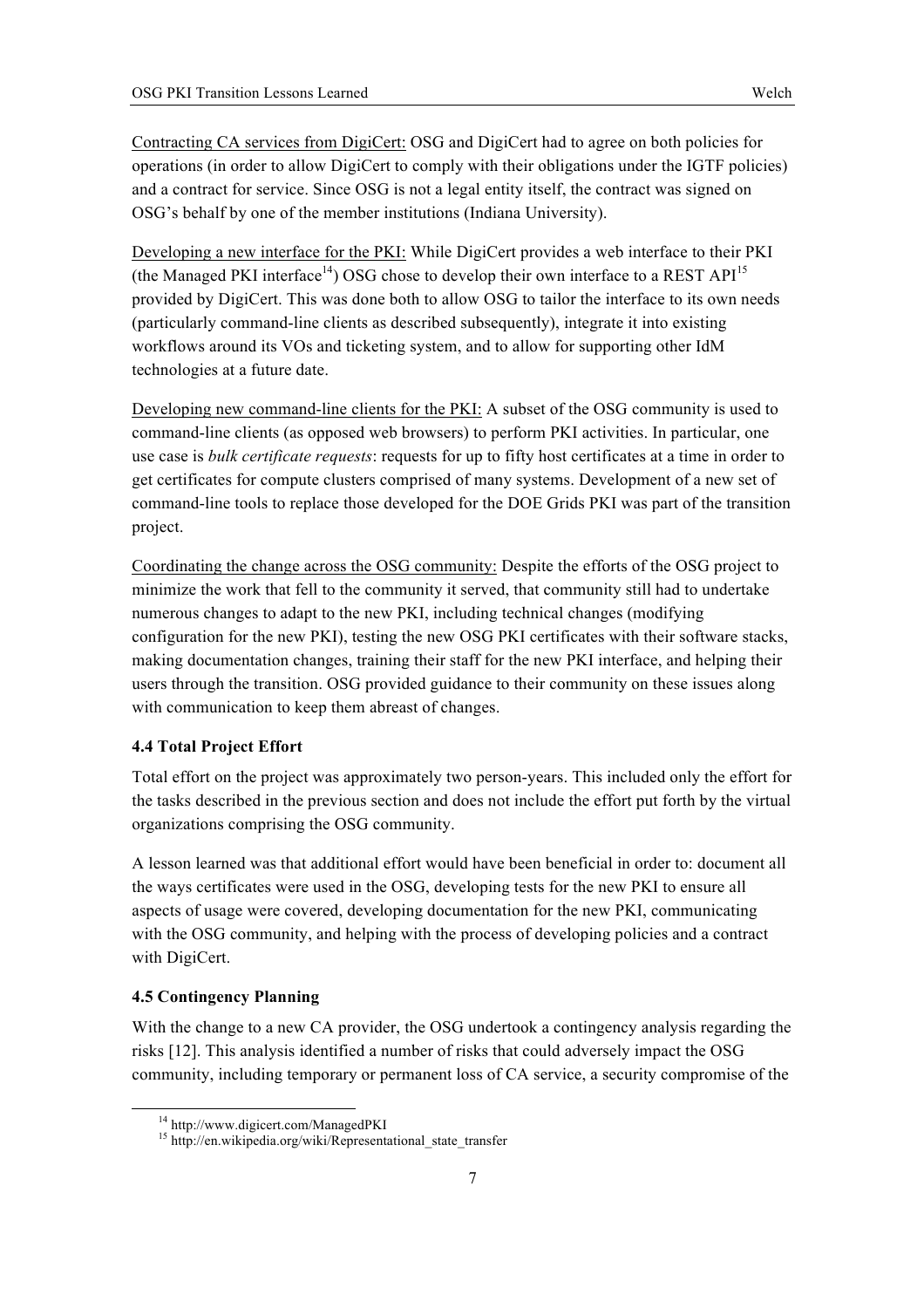Contracting CA services from DigiCert: OSG and DigiCert had to agree on both policies for operations (in order to allow DigiCert to comply with their obligations under the IGTF policies) and a contract for service. Since OSG is not a legal entity itself, the contract was signed on OSG's behalf by one of the member institutions (Indiana University).

Developing a new interface for the PKI: While DigiCert provides a web interface to their PKI (the Managed PKI interface[14]) OSG chose to develop their own interface to a REST API[15] provided by DigiCert. This was done both to allow OSG to tailor the interface to its own needs (particularly command-line clients as described subsequently), integrate it into existing workflows around its VOs and ticketing system, and to allow for supporting other IdM technologies at a future date.

Developing new command-line clients for the PKI: A subset of the OSG community is used to command-line clients (as opposed web browsers) to perform PKI activities. In particular, one use case is *bulk certificate requests*: requests for up to fifty host certificates at a time in order to get certificates for compute clusters comprised of many systems. Development of a new set of command-line tools to replace those developed for the DOE Grids PKI was part of the transition project.

Coordinating the change across the OSG community: Despite the efforts of the OSG project to minimize the work that fell to the community it served, that community still had to undertake numerous changes to adapt to the new PKI, including technical changes (modifying configuration for the new PKI), testing the new OSG PKI certificates with their software stacks, making documentation changes, training their staff for the new PKI interface, and helping their users through the transition. OSG provided guidance to their community on these issues along with communication to keep them abreast of changes.

### 4.4 Total Project Effort

Total effort on the project was approximately two person-years. This included only the effort for the tasks described in the previous section and does not include the effort put forth by the virtual organizations comprising the OSG community.

A lesson learned was that additional effort would have been beneficial in order to: document all the ways certificates were used in the OSG, developing tests for the new PKI to ensure all aspects of usage were covered, developing documentation for the new PKI, communicating with the OSG community, and helping with the process of developing policies and a contract with DigiCert.

### 4.5 Contingency Planning

With the change to a new CA provider, the OSG undertook a contingency analysis regarding the risks [12]. This analysis identified a number of risks that could adversely impact the OSG community, including temporary or permanent loss of CA service, a security compromise of the

[14] http://www.digicert.com/ManagedPKI

[15] http://en.wikipedia.org/wiki/Representational_state_transfer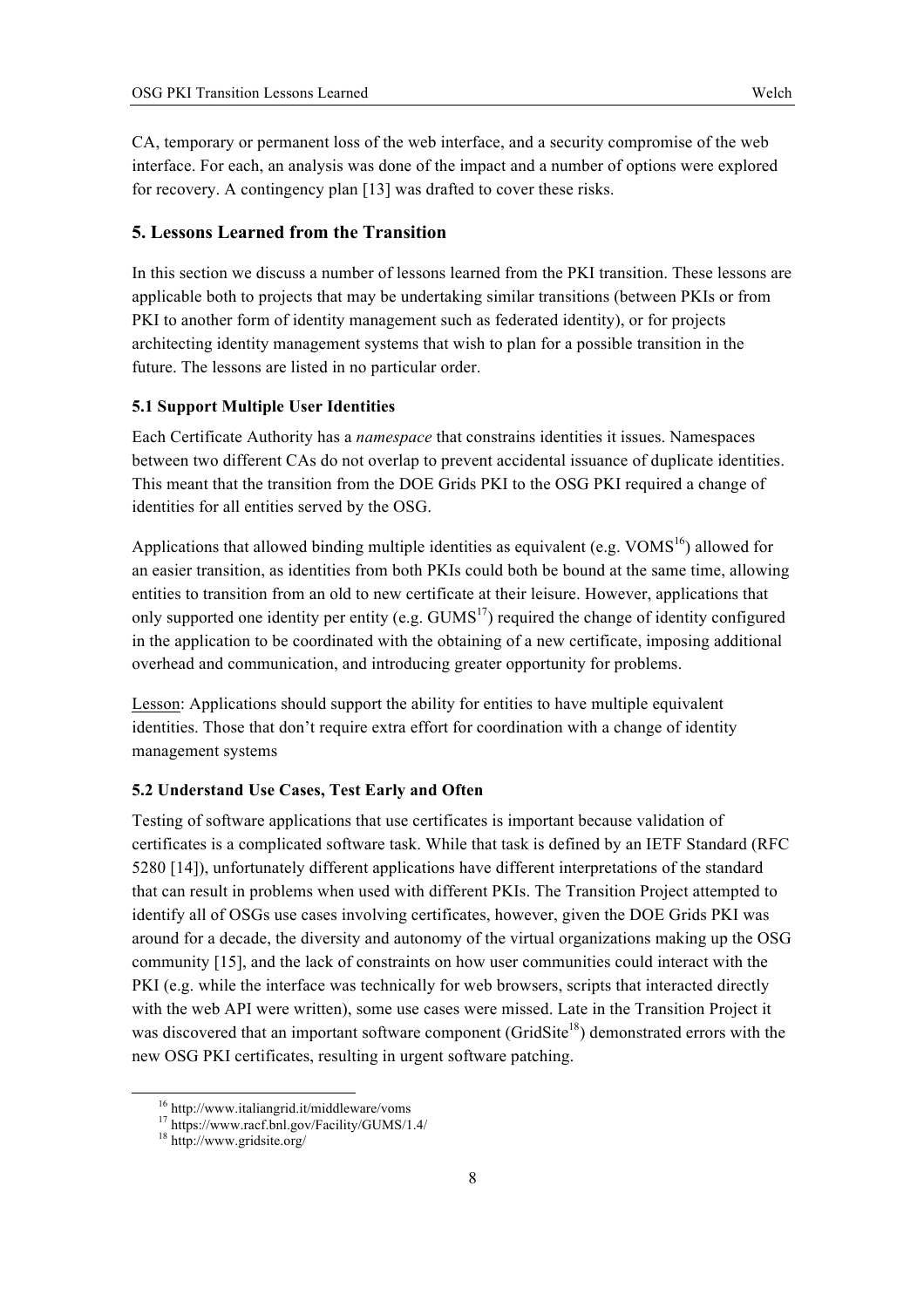CA, temporary or permanent loss of the web interface, and a security compromise of the web interface. For each, an analysis was done of the impact and a number of options were explored for recovery. A contingency plan [13] was drafted to cover these risks.

## 5. Lessons Learned from the Transition

In this section we discuss a number of lessons learned from the PKI transition. These lessons are applicable both to projects that may be undertaking similar transitions (between PKIs or from PKI to another form of identity management such as federated identity), or for projects architecting identity management systems that wish to plan for a possible transition in the future. The lessons are listed in no particular order.

### 5.1 Support Multiple User Identities

Each Certificate Authority has a *namespace* that constrains identities it issues. Namespaces between two different CAs do not overlap to prevent accidental issuance of duplicate identities. This meant that the transition from the DOE Grids PKI to the OSG PKI required a change of identities for all entities served by the OSG.

Applications that allowed binding multiple identities as equivalent (e.g. VOMS[16]) allowed for an easier transition, as identities from both PKIs could both be bound at the same time, allowing entities to transition from an old to new certificate at their leisure. However, applications that only supported one identity per entity (e.g. GUMS[17]) required the change of identity configured in the application to be coordinated with the obtaining of a new certificate, imposing additional overhead and communication, and introducing greater opportunity for problems.

Lesson: Applications should support the ability for entities to have multiple equivalent identities. Those that don't require extra effort for coordination with a change of identity management systems

### 5.2 Understand Use Cases, Test Early and Often

Testing of software applications that use certificates is important because validation of certificates is a complicated software task. While that task is defined by an IETF Standard (RFC 5280 [14]), unfortunately different applications have different interpretations of the standard that can result in problems when used with different PKIs. The Transition Project attempted to identify all of OSGs use cases involving certificates, however, given the DOE Grids PKI was around for a decade, the diversity and autonomy of the virtual organizations making up the OSG community [15], and the lack of constraints on how user communities could interact with the PKI (e.g. while the interface was technically for web browsers, scripts that interacted directly with the web API were written), some use cases were missed. Late in the Transition Project it was discovered that an important software component (GridSite[18]) demonstrated errors with the new OSG PKI certificates, resulting in urgent software patching.

[16] http://www.italiangrid.it/middleware/voms

[17] https://www.racf.bnl.gov/Facility/GUMS/1.4/

[18] http://www.gridsite.org/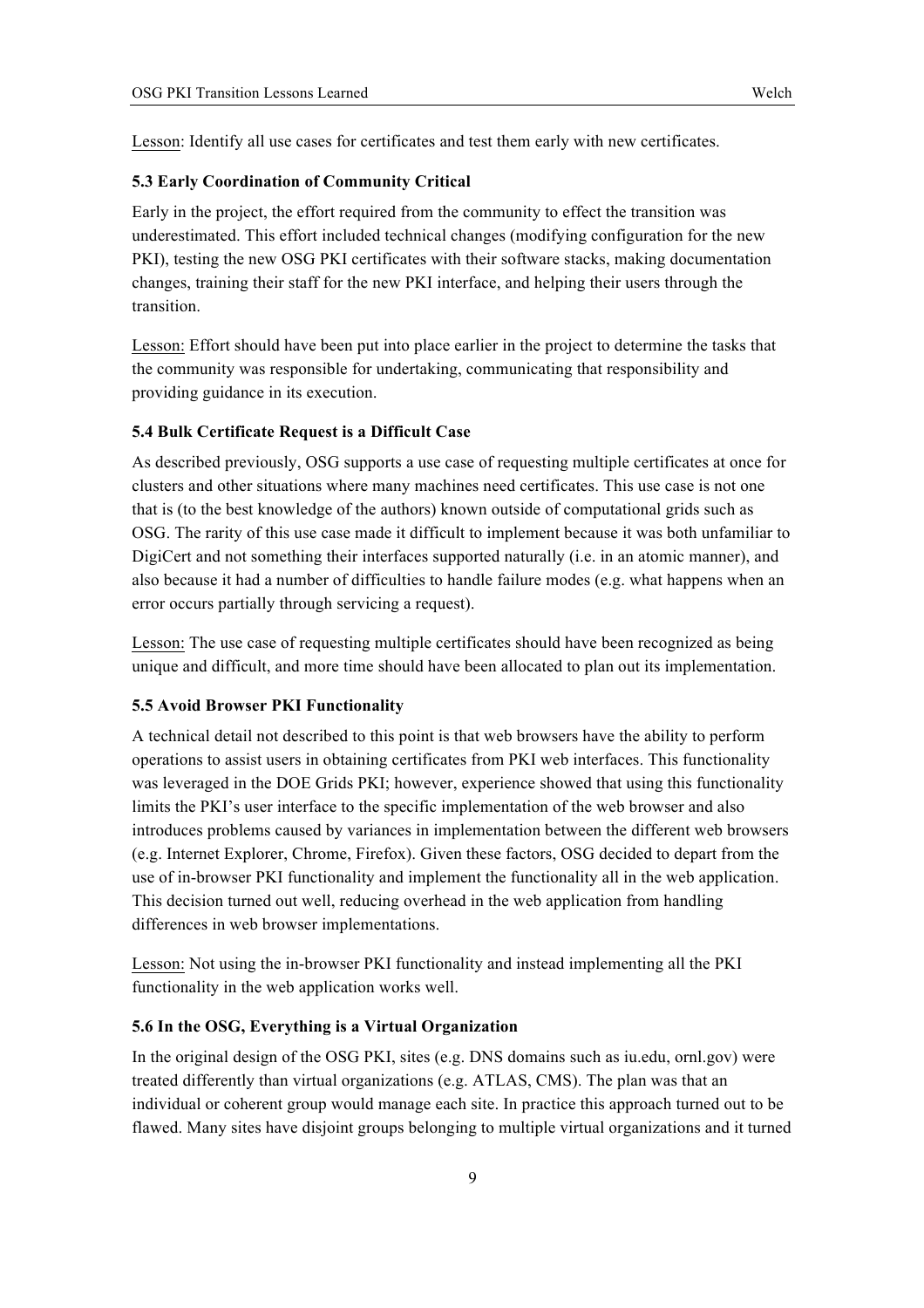Lesson: Identify all use cases for certificates and test them early with new certificates.

### 5.3 Early Coordination of Community Critical

Early in the project, the effort required from the community to effect the transition was underestimated. This effort included technical changes (modifying configuration for the new PKI), testing the new OSG PKI certificates with their software stacks, making documentation changes, training their staff for the new PKI interface, and helping their users through the transition.

Lesson: Effort should have been put into place earlier in the project to determine the tasks that the community was responsible for undertaking, communicating that responsibility and providing guidance in its execution.

### 5.4 Bulk Certificate Request is a Difficult Case

As described previously, OSG supports a use case of requesting multiple certificates at once for clusters and other situations where many machines need certificates. This use case is not one that is (to the best knowledge of the authors) known outside of computational grids such as OSG. The rarity of this use case made it difficult to implement because it was both unfamiliar to DigiCert and not something their interfaces supported naturally (i.e. in an atomic manner), and also because it had a number of difficulties to handle failure modes (e.g. what happens when an error occurs partially through servicing a request).

Lesson: The use case of requesting multiple certificates should have been recognized as being unique and difficult, and more time should have been allocated to plan out its implementation.

### 5.5 Avoid Browser PKI Functionality

A technical detail not described to this point is that web browsers have the ability to perform operations to assist users in obtaining certificates from PKI web interfaces. This functionality was leveraged in the DOE Grids PKI; however, experience showed that using this functionality limits the PKI's user interface to the specific implementation of the web browser and also introduces problems caused by variances in implementation between the different web browsers (e.g. Internet Explorer, Chrome, Firefox). Given these factors, OSG decided to depart from the use of in-browser PKI functionality and implement the functionality all in the web application. This decision turned out well, reducing overhead in the web application from handling differences in web browser implementations.

Lesson: Not using the in-browser PKI functionality and instead implementing all the PKI functionality in the web application works well.

### 5.6 In the OSG, Everything is a Virtual Organization

In the original design of the OSG PKI, sites (e.g. DNS domains such as iu.edu, ornl.gov) were treated differently than virtual organizations (e.g. ATLAS, CMS). The plan was that an individual or coherent group would manage each site. In practice this approach turned out to be flawed. Many sites have disjoint groups belonging to multiple virtual organizations and it turned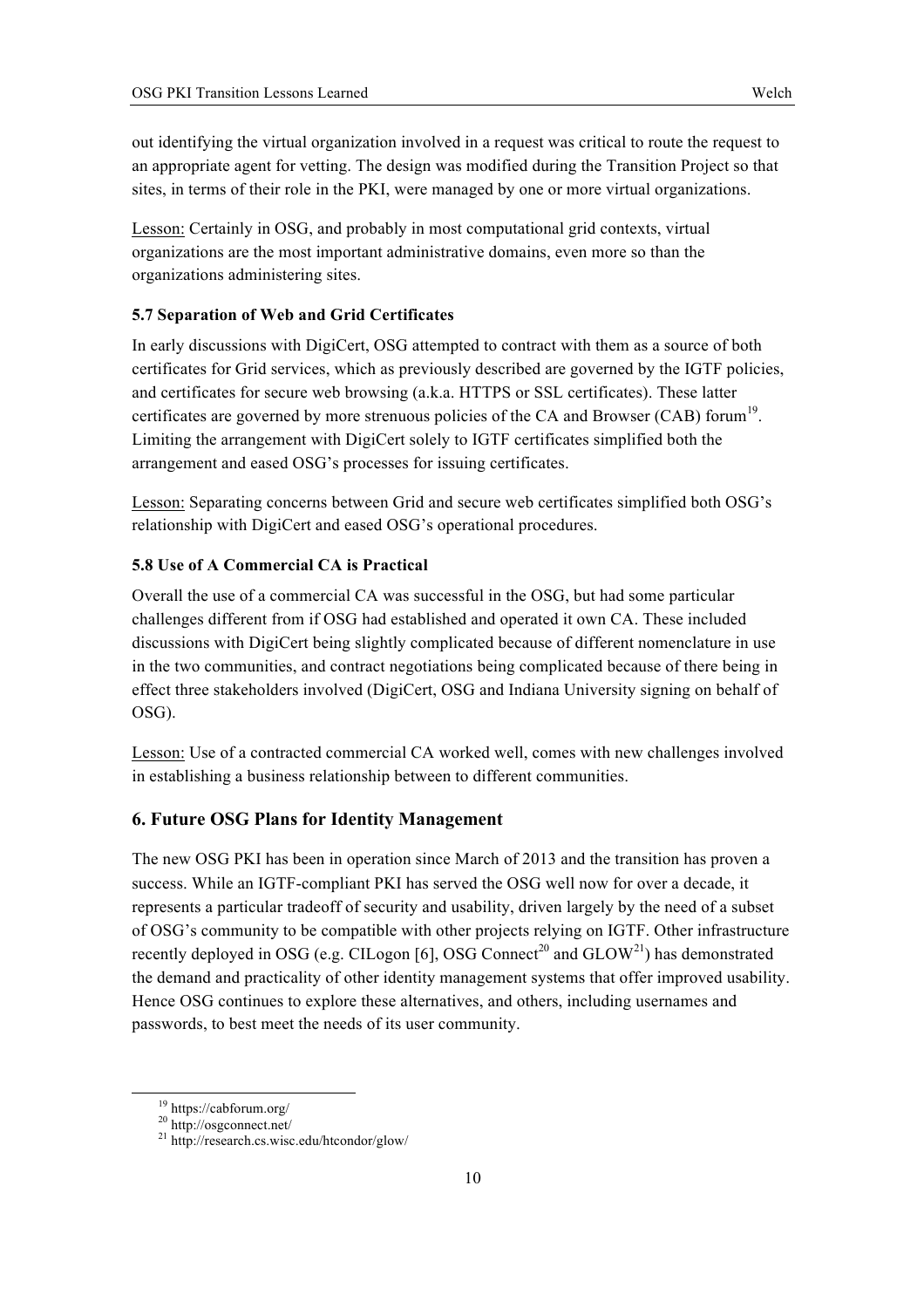out identifying the virtual organization involved in a request was critical to route the request to an appropriate agent for vetting. The design was modified during the Transition Project so that sites, in terms of their role in the PKI, were managed by one or more virtual organizations.

Lesson: Certainly in OSG, and probably in most computational grid contexts, virtual organizations are the most important administrative domains, even more so than the organizations administering sites.

### 5.7 Separation of Web and Grid Certificates

In early discussions with DigiCert, OSG attempted to contract with them as a source of both certificates for Grid services, which as previously described are governed by the IGTF policies, and certificates for secure web browsing (a.k.a. HTTPS or SSL certificates). These latter certificates are governed by more strenuous policies of the CA and Browser (CAB) forum[19]. Limiting the arrangement with DigiCert solely to IGTF certificates simplified both the arrangement and eased OSG's processes for issuing certificates.

Lesson: Separating concerns between Grid and secure web certificates simplified both OSG's relationship with DigiCert and eased OSG's operational procedures.

### 5.8 Use of A Commercial CA is Practical

Overall the use of a commercial CA was successful in the OSG, but had some particular challenges different from if OSG had established and operated it own CA. These included discussions with DigiCert being slightly complicated because of different nomenclature in use in the two communities, and contract negotiations being complicated because of there being in effect three stakeholders involved (DigiCert, OSG and Indiana University signing on behalf of OSG).

Lesson: Use of a contracted commercial CA worked well, comes with new challenges involved in establishing a business relationship between to different communities.

## 6. Future OSG Plans for Identity Management

The new OSG PKI has been in operation since March of 2013 and the transition has proven a success. While an IGTF-compliant PKI has served the OSG well now for over a decade, it represents a particular tradeoff of security and usability, driven largely by the need of a subset of OSG's community to be compatible with other projects relying on IGTF. Other infrastructure recently deployed in OSG (e.g. CILogon [6], OSG Connect[20] and GLOW[21]) has demonstrated the demand and practicality of other identity management systems that offer improved usability. Hence OSG continues to explore these alternatives, and others, including usernames and passwords, to best meet the needs of its user community.

---

[19] https://cabforum.org/

[20] http://osgconnect.net/

[21] http://research.cs.wisc.edu/htcondor/glow/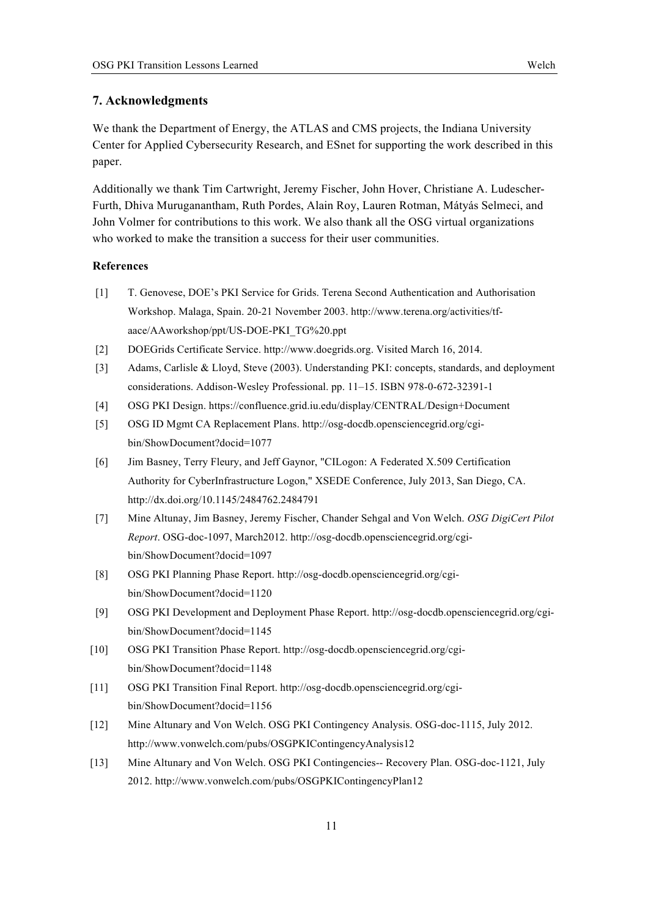## 7. Acknowledgments

We thank the Department of Energy, the ATLAS and CMS projects, the Indiana University Center for Applied Cybersecurity Research, and ESnet for supporting the work described in this paper.

Additionally we thank Tim Cartwright, Jeremy Fischer, John Hover, Christiane A. Ludescher-Furth, Dhiva Muruganantham, Ruth Pordes, Alain Roy, Lauren Rotman, Mátyás Selmeci, and John Volmer for contributions to this work. We also thank all the OSG virtual organizations who worked to make the transition a success for their user communities.

### References

[1] T. Genovese, DOE's PKI Service for Grids. Terena Second Authentication and Authorisation Workshop. Malaga, Spain. 20-21 November 2003. http://www.terena.org/activities/tf-aace/AAworkshop/ppt/US-DOE-PKI_TG%20.ppt

[2] DOEGrids Certificate Service. http://www.doegrids.org. Visited March 16, 2014.

[3] Adams, Carlisle & Lloyd, Steve (2003). Understanding PKI: concepts, standards, and deployment considerations. Addison-Wesley Professional. pp. 11–15. ISBN 978-0-672-32391-1

[4] OSG PKI Design. https://confluence.grid.iu.edu/display/CENTRAL/Design+Document

[5] OSG ID Mgmt CA Replacement Plans. http://osg-docdb.opensciencegrid.org/cgi-bin/ShowDocument?docid=1077

[6] Jim Basney, Terry Fleury, and Jeff Gaynor, "CILogon: A Federated X.509 Certification Authority for CyberInfrastructure Logon," XSEDE Conference, July 2013, San Diego, CA. http://dx.doi.org/10.1145/2484762.2484791

[7] Mine Altunay, Jim Basney, Jeremy Fischer, Chander Sehgal and Von Welch. *OSG DigiCert Pilot Report*. OSG-doc-1097, March2012. http://osg-docdb.opensciencegrid.org/cgi-bin/ShowDocument?docid=1097

[8] OSG PKI Planning Phase Report. http://osg-docdb.opensciencegrid.org/cgi-bin/ShowDocument?docid=1120

[9] OSG PKI Development and Deployment Phase Report. http://osg-docdb.opensciencegrid.org/cgi-bin/ShowDocument?docid=1145

[10] OSG PKI Transition Phase Report. http://osg-docdb.opensciencegrid.org/cgi-bin/ShowDocument?docid=1148

[11] OSG PKI Transition Final Report. http://osg-docdb.opensciencegrid.org/cgi-bin/ShowDocument?docid=1156

[12] Mine Altunary and Von Welch. OSG PKI Contingency Analysis. OSG-doc-1115, July 2012. http://www.vonwelch.com/pubs/OSGPKIContingencyAnalysis12

[13] Mine Altunary and Von Welch. OSG PKI Contingencies-- Recovery Plan. OSG-doc-1121, July 2012. http://www.vonwelch.com/pubs/OSGPKIContingencyPlan12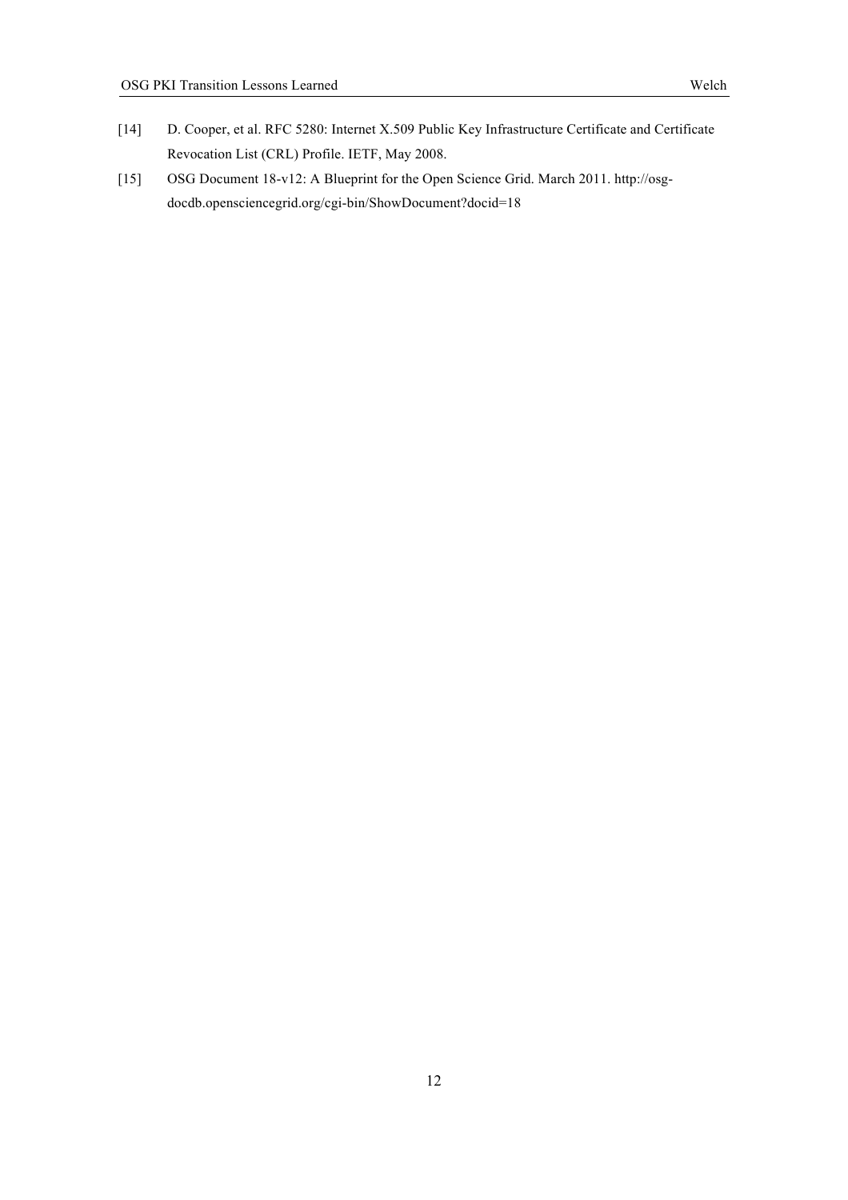[14] D. Cooper, et al. RFC 5280: Internet X.509 Public Key Infrastructure Certificate and Certificate Revocation List (CRL) Profile. IETF, May 2008.

[15] OSG Document 18-v12: A Blueprint for the Open Science Grid. March 2011. http://osg-docdb.opensciencegrid.org/cgi-bin/ShowDocument?docid=18